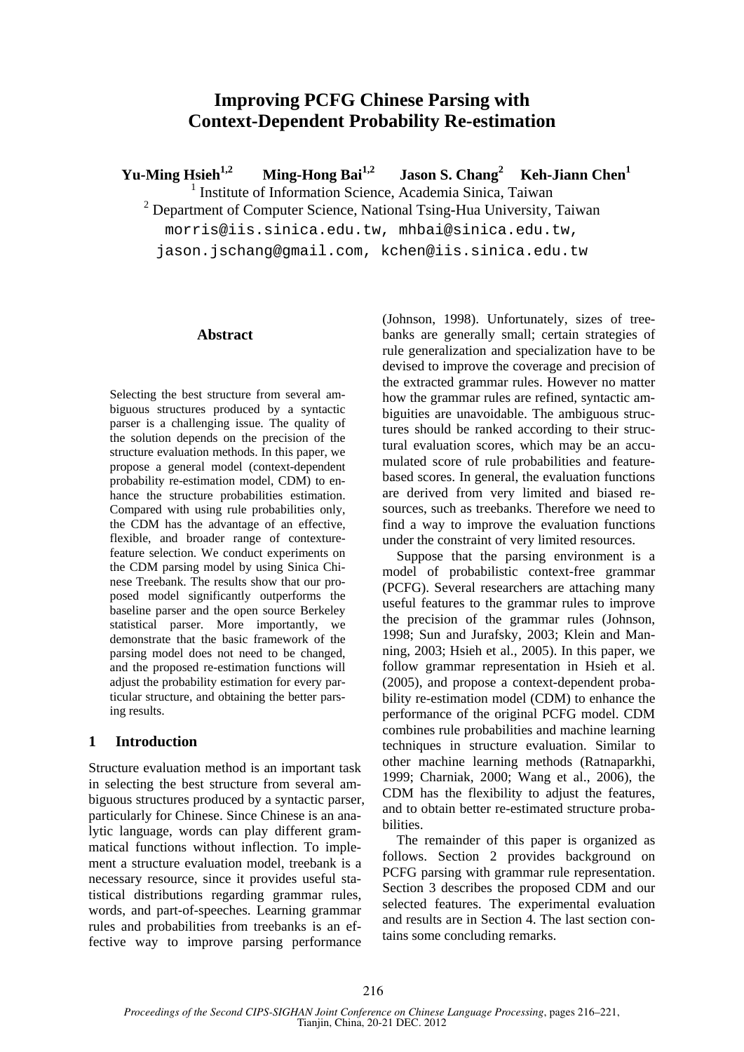# Improving PCFG Chinese Parsing with Context-Dependent Probability Re-estimation

**Yu-Ming Hsieh[1,2] Ming-Hong Bai[1,2] Jason S. Chang[2] Keh-Jiann Chen[1]**

[1] Institute of Information Science, Academia Sinica, Taiwan

[2] Department of Computer Science, National Tsing-Hua University, Taiwan

morris@iis.sinica.edu.tw, mhbai@sinica.edu.tw, jason.jschang@gmail.com, kchen@iis.sinica.edu.tw

## Abstract

Selecting the best structure from several ambiguous structures produced by a syntactic parser is a challenging issue. The quality of the solution depends on the precision of the structure evaluation methods. In this paper, we propose a general model (context-dependent probability re-estimation model, CDM) to enhance the structure probabilities estimation. Compared with using rule probabilities only, the CDM has the advantage of an effective, flexible, and broader range of contexture-feature selection. We conduct experiments on the CDM parsing model by using Sinica Chinese Treebank. The results show that our proposed model significantly outperforms the baseline parser and the open source Berkeley statistical parser. More importantly, we demonstrate that the basic framework of the parsing model does not need to be changed, and the proposed re-estimation functions will adjust the probability estimation for every particular structure, and obtaining the better parsing results.

## 1 Introduction

Structure evaluation method is an important task in selecting the best structure from several ambiguous structures produced by a syntactic parser, particularly for Chinese. Since Chinese is an analytic language, words can play different grammatical functions without inflection. To implement a structure evaluation model, treebank is a necessary resource, since it provides useful statistical distributions regarding grammar rules, words, and part-of-speeches. Learning grammar rules and probabilities from treebanks is an effective way to improve parsing performance (Johnson, 1998). Unfortunately, sizes of treebanks are generally small; certain strategies of rule generalization and specialization have to be devised to improve the coverage and precision of the extracted grammar rules. However no matter how the grammar rules are refined, syntactic ambiguities are unavoidable. The ambiguous structures should be ranked according to their structural evaluation scores, which may be an accumulated score of rule probabilities and feature-based scores. In general, the evaluation functions are derived from very limited and biased resources, such as treebanks. Therefore we need to find a way to improve the evaluation functions under the constraint of very limited resources.

Suppose that the parsing environment is a model of probabilistic context-free grammar (PCFG). Several researchers are attaching many useful features to the grammar rules to improve the precision of the grammar rules (Johnson, 1998; Sun and Jurafsky, 2003; Klein and Manning, 2003; Hsieh et al., 2005). In this paper, we follow grammar representation in Hsieh et al. (2005), and propose a context-dependent probability re-estimation model (CDM) to enhance the performance of the original PCFG model. CDM combines rule probabilities and machine learning techniques in structure evaluation. Similar to other machine learning methods (Ratnaparkhi, 1999; Charniak, 2000; Wang et al., 2006), the CDM has the flexibility to adjust the features, and to obtain better re-estimated structure probabilities.

The remainder of this paper is organized as follows. Section 2 provides background on PCFG parsing with grammar rule representation. Section 3 describes the proposed CDM and our selected features. The experimental evaluation and results are in Section 4. The last section contains some concluding remarks.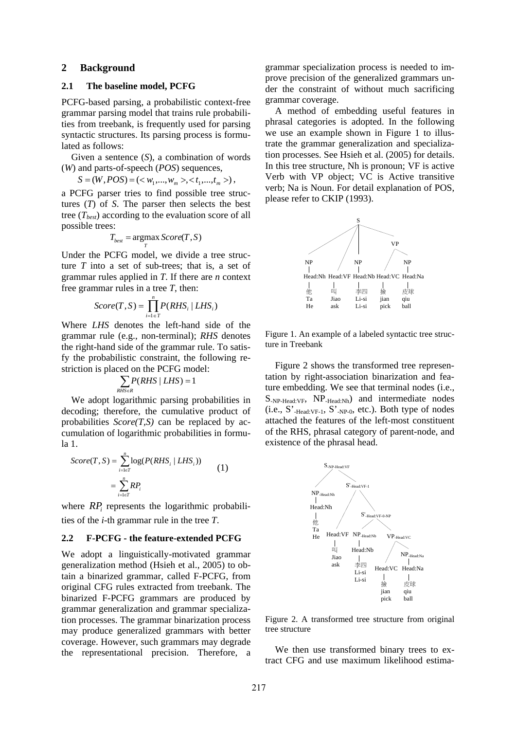## 2 Background

### 2.1 The baseline model, PCFG

PCFG-based parsing, a probabilistic context-free grammar parsing model that trains rule probabilities from treebank, is frequently used for parsing syntactic structures. Its parsing process is formulated as follows:

Given a sentence ($S$), a combination of words ($W$) and parts-of-speech ($POS$) sequences,

$$S = (W, POS) = (< w_1, ..., w_m >, < t_1, ..., t_m >),$$

a PCFG parser tries to find possible tree structures ($T$) of $S$. The parser then selects the best tree ($T_{best}$) according to the evaluation score of all possible trees:

$$T_{best} = \operatorname*{argmax}_{T} Score(T, S)$$

Under the PCFG model, we divide a tree structure $T$ into a set of sub-trees; that is, a set of grammar rules applied in $T$. If there are $n$ context free grammar rules in a tree $T$, then:

$$Score(T, S) = \prod_{i=1 \in T}^{n} P(RHS_i \mid LHS_i)$$

Where *LHS* denotes the left-hand side of the grammar rule (e.g., non-terminal); *RHS* denotes the right-hand side of the grammar rule. To satisfy the probabilistic constraint, the following restriction is placed on the PCFG model:

$$\sum_{RHS \in R} P(RHS \mid LHS) = 1$$

We adopt logarithmic parsing probabilities in decoding; therefore, the cumulative product of probabilities $Score(T,S)$ can be replaced by accumulation of logarithmic probabilities in formula 1.

$$Score(T, S) = \sum_{i=1 \in T}^{n} \log(P(RHS_i \mid LHS_i)) = \sum_{i=1 \in T}^{n} RP_i \quad (1)$$

where $RP_i$ represents the logarithmic probabilities of the $i$-th grammar rule in the tree $T$.

### 2.2 F-PCFG - the feature-extended PCFG

We adopt a linguistically-motivated grammar generalization method (Hsieh et al., 2005) to obtain a binarized grammar, called F-PCFG, from original CFG rules extracted from treebank. The binarized F-PCFG grammars are produced by grammar generalization and grammar specialization processes. The grammar binarization process may produce generalized grammars with better coverage. However, such grammars may degrade the representational precision. Therefore, a grammar specialization process is needed to improve precision of the generalized grammars under the constraint of without much sacrificing grammar coverage.

A method of embedding useful features in phrasal categories is adopted. In the following we use an example shown in Figure 1 to illustrate the grammar generalization and specialization processes. See Hsieh et al. (2005) for details. In this tree structure, Nh is pronoun; VF is active Verb with VP object; VC is Active transitive verb; Na is Noun. For detail explanation of POS, please refer to CKIP (1993).

Figure 1. An example of a labeled syntactic tree structure in Treebank

Figure 2 shows the transformed tree representation by right-association binarization and feature embedding. We see that terminal nodes (i.e., $S_{\text{-NP-Head:VF}}$, $NP_{\text{-Head:Nh}}$) and intermediate nodes (i.e., $S'_{\text{-Head:VF-1}}$, $S'_{\text{-NP-0}}$, etc.). Both type of nodes attached the features of the left-most constituent of the RHS, phrasal category of parent-node, and existence of the phrasal head.

Figure 2. A transformed tree structure from original tree structure

We then use transformed binary trees to extract CFG and use maximum likelihood estima-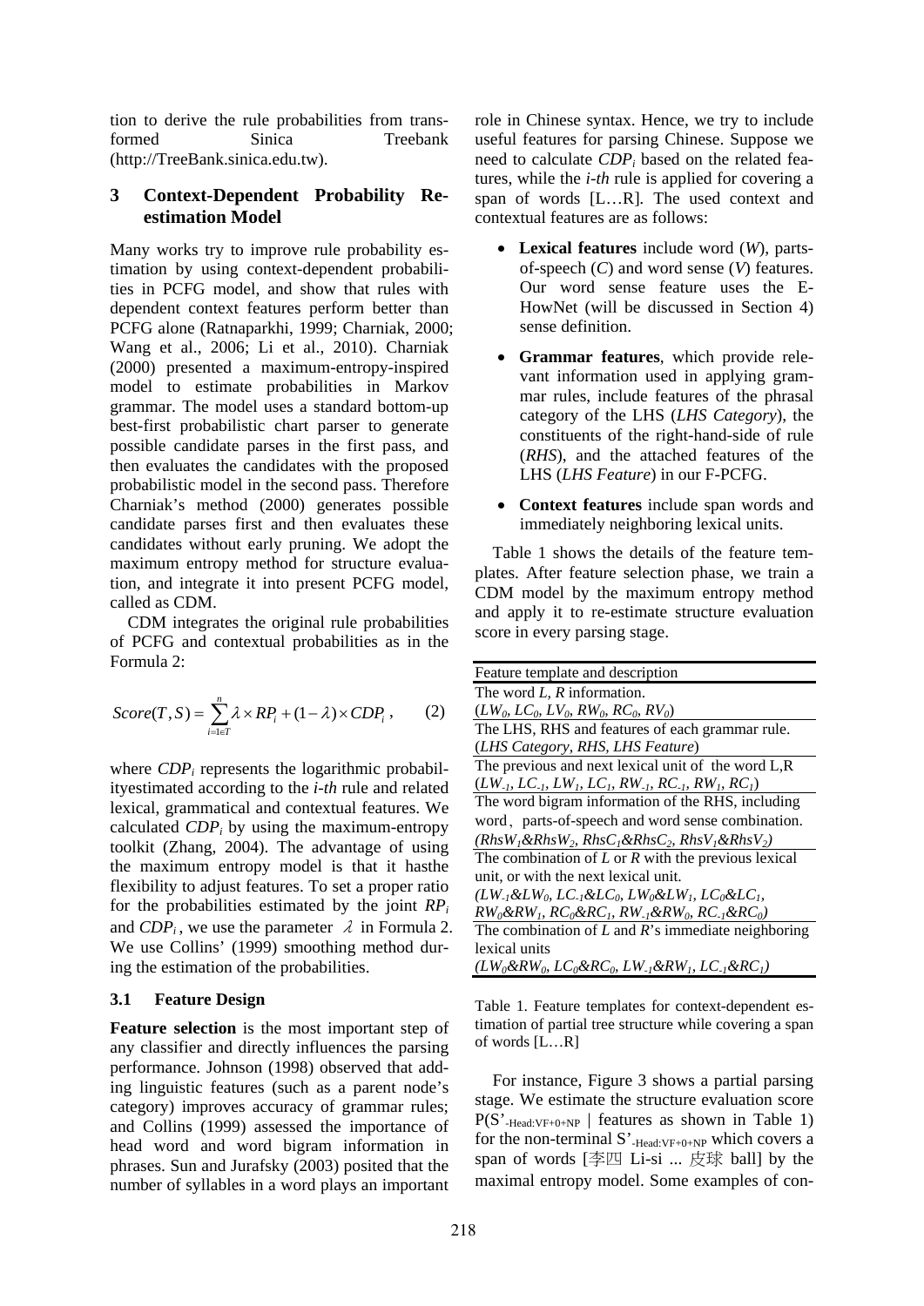tion to derive the rule probabilities from transformed Sinica Treebank (http://TreeBank.sinica.edu.tw).

## 3 Context-Dependent Probability Re-estimation Model

Many works try to improve rule probability estimation by using context-dependent probabilities in PCFG model, and show that rules with dependent context features perform better than PCFG alone (Ratnaparkhi, 1999; Charniak, 2000; Wang et al., 2006; Li et al., 2010). Charniak (2000) presented a maximum-entropy-inspired model to estimate probabilities in Markov grammar. The model uses a standard bottom-up best-first probabilistic chart parser to generate possible candidate parses in the first pass, and then evaluates the candidates with the proposed probabilistic model in the second pass. Therefore Charniak's method (2000) generates possible candidate parses first and then evaluates these candidates without early pruning. We adopt the maximum entropy method for structure evaluation, and integrate it into present PCFG model, called as CDM.

CDM integrates the original rule probabilities of PCFG and contextual probabilities as in the Formula 2:

$$Score(T,S) = \sum_{i=1 \in T}^{n} \lambda \times RP_i + (1-\lambda) \times CDP_i \,, \qquad (2)$$

where $CDP_i$ represents the logarithmic probabilityestimated according to the *i-th* rule and related lexical, grammatical and contextual features. We calculated $CDP_i$ by using the maximum-entropy toolkit (Zhang, 2004). The advantage of using the maximum entropy model is that it hasthe flexibility to adjust features. To set a proper ratio for the probabilities estimated by the joint $RP_i$ and $CDP_i$, we use the parameter $\lambda$ in Formula 2. We use Collins' (1999) smoothing method during the estimation of the probabilities.

### 3.1 Feature Design

**Feature selection** is the most important step of any classifier and directly influences the parsing performance. Johnson (1998) observed that adding linguistic features (such as a parent node's category) improves accuracy of grammar rules; and Collins (1999) assessed the importance of head word and word bigram information in phrases. Sun and Jurafsky (2003) posited that the number of syllables in a word plays an important role in Chinese syntax. Hence, we try to include useful features for parsing Chinese. Suppose we need to calculate $CDP_i$ based on the related features, while the *i-th* rule is applied for covering a span of words [L…R]. The used context and contextual features are as follows:

- **Lexical features** include word (*W*), parts-of-speech (*C*) and word sense (*V*) features. Our word sense feature uses the E-HowNet (will be discussed in Section 4) sense definition.
- **Grammar features**, which provide relevant information used in applying grammar rules, include features of the phrasal category of the LHS (*LHS Category*), the constituents of the right-hand-side of rule (*RHS*), and the attached features of the LHS (*LHS Feature*) in our F-PCFG.
- **Context features** include span words and immediately neighboring lexical units.

Table 1 shows the details of the feature templates. After feature selection phase, we train a CDM model by the maximum entropy method and apply it to re-estimate structure evaluation score in every parsing stage.

| Feature template and description |
|---|
| The word *L*, *R* information. ($LW_0$, $LC_0$, $LV_0$, $RW_0$, $RC_0$, $RV_0$) |
| The LHS, RHS and features of each grammar rule. (*LHS Category*, *RHS*, *LHS Feature*) |
| The previous and next lexical unit of the word L,R ($LW_{-1}$, $LC_{-1}$, $LW_1$, $LC_1$, $RW_{-1}$, $RC_{-1}$, $RW_1$, $RC_1$) |
| The word bigram information of the RHS, including word，parts-of-speech and word sense combination. ($RhsW_1$&$RhsW_2$, $RhsC_1$&$RhsC_2$, $RhsV_1$&$RhsV_2$) |
| The combination of *L* or *R* with the previous lexical unit, or with the next lexical unit. ($LW_{-1}$&$LW_0$, $LC_{-1}$&$LC_0$, $LW_0$&$LW_1$, $LC_0$&$LC_1$, $RW_0$&$RW_1$, $RC_0$&$RC_1$, $RW_{-1}$&$RW_0$, $RC_{-1}$&$RC_0$) |
| The combination of *L* and *R*'s immediate neighboring lexical units ($LW_0$&$RW_0$, $LC_0$&$RC_0$, $LW_{-1}$&$RW_1$, $LC_{-1}$&$RC_1$) |

Table 1. Feature templates for context-dependent estimation of partial tree structure while covering a span of words [L…R]

For instance, Figure 3 shows a partial parsing stage. We estimate the structure evaluation score $P(S'_{\text{-Head:VF+0+NP}} \mid \text{features as shown in Table 1})$ for the non-terminal $S'_{\text{-Head:VF+0+NP}}$ which covers a span of words [李四 Li-si ... 皮球 ball] by the maximal entropy model. Some examples of con-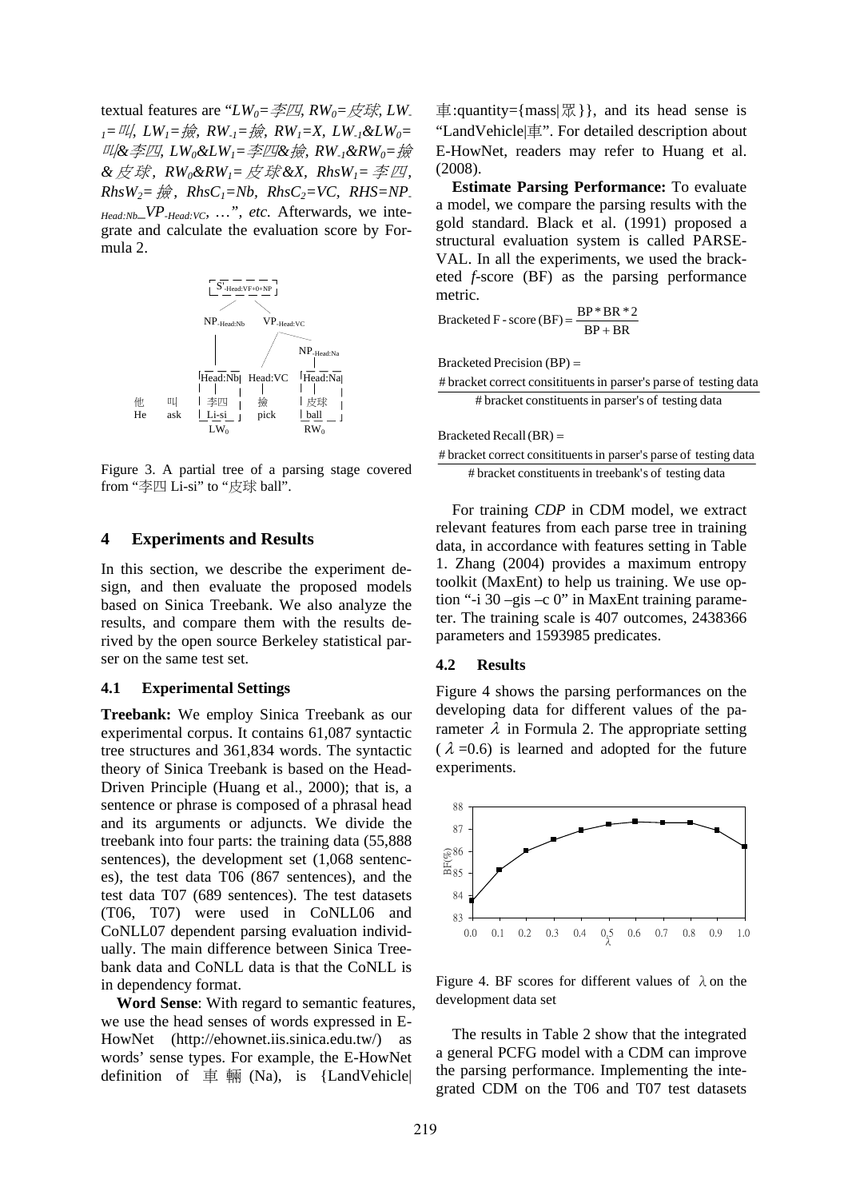textual features are "$LW_0$=李四, $RW_0$=皮球, $LW_{-1}$=叫, $LW_1$=撿, $RW_{-1}$=撿, $RW_1$=X, $LW_{-1}$&$LW_0$=叫&李四, $LW_0$&$LW_1$=李四&撿, $RW_{-1}$&$RW_0$=撿&皮球, $RW_0$&$RW_1$=皮球&X, $RhsW_1$=李四, $RhsW_2$=撿, $RhsC_1$=Nb, $RhsC_2$=VC, $RHS$=$NP_{\text{-Head:Nb}}$_$VP_{\text{-Head:VC}}$, …", *etc.* Afterwards, we integrate and calculate the evaluation score by Formula 2.

Figure 3. A partial tree of a parsing stage covered from "李四 Li-si" to "皮球 ball".

## 4 Experiments and Results

In this section, we describe the experiment design, and then evaluate the proposed models based on Sinica Treebank. We also analyze the results, and compare them with the results derived by the open source Berkeley statistical parser on the same test set.

### 4.1 Experimental Settings

**Treebank:** We employ Sinica Treebank as our experimental corpus. It contains 61,087 syntactic tree structures and 361,834 words. The syntactic theory of Sinica Treebank is based on the Head-Driven Principle (Huang et al., 2000); that is, a sentence or phrase is composed of a phrasal head and its arguments or adjuncts. We divide the treebank into four parts: the training data (55,888 sentences), the development set (1,068 sentences), the test data T06 (867 sentences), and the test data T07 (689 sentences). The test datasets (T06, T07) were used in CoNLL06 and CoNLL07 dependent parsing evaluation individually. The main difference between Sinica Treebank data and CoNLL data is that the CoNLL is in dependency format.

**Word Sense**: With regard to semantic features, we use the head senses of words expressed in E-HowNet (http://ehownet.iis.sinica.edu.tw/) as words' sense types. For example, the E-HowNet definition of 車輛 (Na), is {LandVehicle|車:quantity={mass|眾}}, and its head sense is "LandVehicle|車". For detailed description about E-HowNet, readers may refer to Huang et al. (2008).

**Estimate Parsing Performance:** To evaluate a model, we compare the parsing results with the gold standard. Black et al. (1991) proposed a structural evaluation system is called PARSEVAL. In all the experiments, we used the bracketed *f*-score (BF) as the parsing performance metric.

$$\text{Bracketed F-score (BF)} = \frac{\text{BP} * \text{BR} * 2}{\text{BP} + \text{BR}}$$

$$\text{Bracketed Precision (BP)} = \frac{\text{\# bracket correct consitituents in parser's parse of testing data}}{\text{\# bracket constituents in parser's of testing data}}$$

$$\text{Bracketed Recall (BR)} = \frac{\text{\# bracket correct consitituents in parser's parse of testing data}}{\text{\# bracket constituents in treebank's of testing data}}$$

For training *CDP* in CDM model, we extract relevant features from each parse tree in training data, in accordance with features setting in Table 1. Zhang (2004) provides a maximum entropy toolkit (MaxEnt) to help us training. We use option "-i 30 –gis –c 0" in MaxEnt training parameter. The training scale is 407 outcomes, 2438366 parameters and 1593985 predicates.

### 4.2 Results

Figure 4 shows the parsing performances on the developing data for different values of the parameter $\lambda$ in Formula 2. The appropriate setting ($\lambda$=0.6) is learned and adopted for the future experiments.

Figure 4. BF scores for different values of $\lambda$ on the development data set

The results in Table 2 show that the integrated a general PCFG model with a CDM can improve the parsing performance. Implementing the integrated CDM on the T06 and T07 test datasets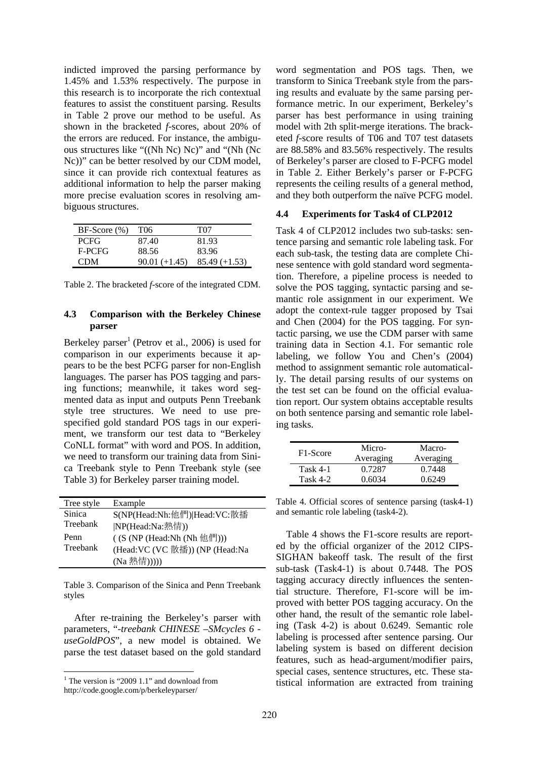indicted improved the parsing performance by 1.45% and 1.53% respectively. The purpose in this research is to incorporate the rich contextual features to assist the constituent parsing. Results in Table 2 prove our method to be useful. As shown in the bracketed *f*-scores, about 20% of the errors are reduced. For instance, the ambiguous structures like "((Nh Nc) Nc)" and "(Nh (Nc Nc))" can be better resolved by our CDM model, since it can provide rich contextual features as additional information to help the parser making more precise evaluation scores in resolving ambiguous structures.

| BF-Score (%) | T06 | T07 |
|---|---|---|
| PCFG | 87.40 | 81.93 |
| F-PCFG | 88.56 | 83.96 |
| CDM | 90.01 (+1.45) | 85.49 (+1.53) |

Table 2. The bracketed *f*-score of the integrated CDM.

### 4.3 Comparison with the Berkeley Chinese parser

Berkeley parser[1] (Petrov et al., 2006) is used for comparison in our experiments because it appears to be the best PCFG parser for non-English languages. The parser has POS tagging and parsing functions; meanwhile, it takes word segmented data as input and outputs Penn Treebank style tree structures. We need to use prespecified gold standard POS tags in our experiment, we transform our test data to "Berkeley CoNLL format" with word and POS. In addition, we need to transform our training data from Sinica Treebank style to Penn Treebank style (see Table 3) for Berkeley parser training model.

| Tree style | Example |
|---|---|
| Sinica Treebank | S(NP(Head:Nh:他們)\|Head:VC:散播 \|NP(Head:Na:熱情)) |
| Penn Treebank | ( (S (NP (Head:Nh (Nh 他們))) (Head:VC (VC 散播)) (NP (Head:Na (Na 熱情))))) |

Table 3. Comparison of the Sinica and Penn Treebank styles

After re-training the Berkeley's parser with parameters, "*-treebank CHINESE –SMcycles 6 -useGoldPOS*", a new model is obtained. We parse the test dataset based on the gold standard word segmentation and POS tags. Then, we transform to Sinica Treebank style from the parsing results and evaluate by the same parsing performance metric. In our experiment, Berkeley's parser has best performance in using training model with 2th split-merge iterations. The bracketed *f*-score results of T06 and T07 test datasets are 88.58% and 83.56% respectively. The results of Berkeley's parser are closed to F-PCFG model in Table 2. Either Berkely's parser or F-PCFG represents the ceiling results of a general method, and they both outperform the naïve PCFG model.

[1] The version is "2009 1.1" and download from http://code.google.com/p/berkeleyparser/

### 4.4 Experiments for Task4 of CLP2012

Task 4 of CLP2012 includes two sub-tasks: sentence parsing and semantic role labeling task. For each sub-task, the testing data are complete Chinese sentence with gold standard word segmentation. Therefore, a pipeline process is needed to solve the POS tagging, syntactic parsing and semantic role assignment in our experiment. We adopt the context-rule tagger proposed by Tsai and Chen (2004) for the POS tagging. For syntactic parsing, we use the CDM parser with same training data in Section 4.1. For semantic role labeling, we follow You and Chen's (2004) method to assignment semantic role automatically. The detail parsing results of our systems on the test set can be found on the official evaluation report. Our system obtains acceptable results on both sentence parsing and semantic role labeling tasks.

| F1-Score | Micro-Averaging | Macro-Averaging |
|---|---|---|
| Task 4-1 | 0.7287 | 0.7448 |
| Task 4-2 | 0.6034 | 0.6249 |

Table 4. Official scores of sentence parsing (task4-1) and semantic role labeling (task4-2).

Table 4 shows the F1-score results are reported by the official organizer of the 2012 CIPS-SIGHAN bakeoff task. The result of the first sub-task (Task4-1) is about 0.7448. The POS tagging accuracy directly influences the sentential structure. Therefore, F1-score will be improved with better POS tagging accuracy. On the other hand, the result of the semantic role labeling (Task 4-2) is about 0.6249. Semantic role labeling is processed after sentence parsing. Our labeling system is based on different decision features, such as head-argument/modifier pairs, special cases, sentence structures, etc. These statistical information are extracted from training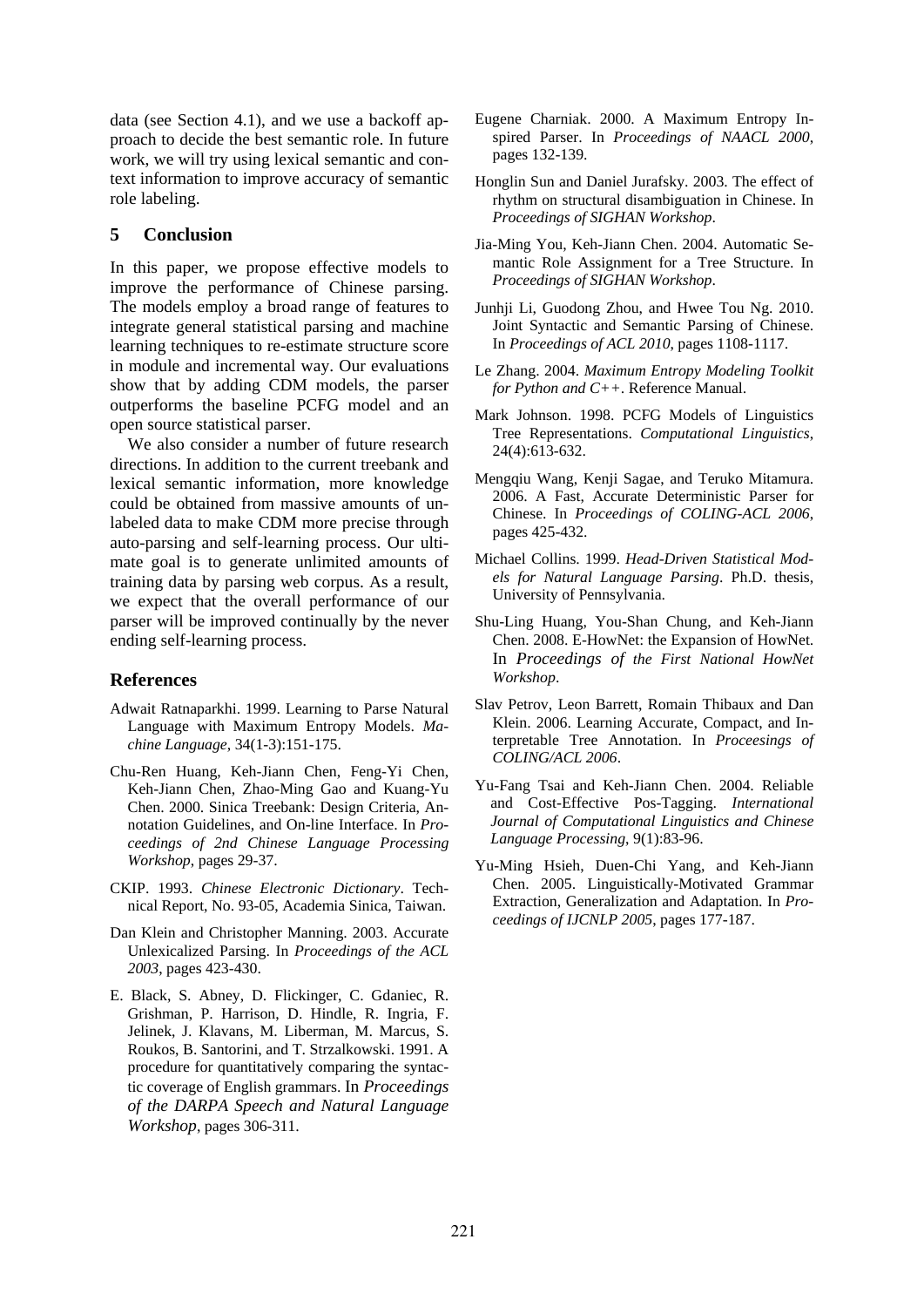data (see Section 4.1), and we use a backoff approach to decide the best semantic role. In future work, we will try using lexical semantic and context information to improve accuracy of semantic role labeling.

## 5 Conclusion

In this paper, we propose effective models to improve the performance of Chinese parsing. The models employ a broad range of features to integrate general statistical parsing and machine learning techniques to re-estimate structure score in module and incremental way. Our evaluations show that by adding CDM models, the parser outperforms the baseline PCFG model and an open source statistical parser.

We also consider a number of future research directions. In addition to the current treebank and lexical semantic information, more knowledge could be obtained from massive amounts of unlabeled data to make CDM more precise through auto-parsing and self-learning process. Our ultimate goal is to generate unlimited amounts of training data by parsing web corpus. As a result, we expect that the overall performance of our parser will be improved continually by the never ending self-learning process.

## References

Adwait Ratnaparkhi. 1999. Learning to Parse Natural Language with Maximum Entropy Models. *Machine Language*, 34(1-3):151-175.

Chu-Ren Huang, Keh-Jiann Chen, Feng-Yi Chen, Keh-Jiann Chen, Zhao-Ming Gao and Kuang-Yu Chen. 2000. Sinica Treebank: Design Criteria, Annotation Guidelines, and On-line Interface. In *Proceedings of 2nd Chinese Language Processing Workshop*, pages 29-37.

CKIP. 1993. *Chinese Electronic Dictionary*. Technical Report, No. 93-05, Academia Sinica, Taiwan.

Dan Klein and Christopher Manning. 2003. Accurate Unlexicalized Parsing. In *Proceedings of the ACL 2003*, pages 423-430.

E. Black, S. Abney, D. Flickinger, C. Gdaniec, R. Grishman, P. Harrison, D. Hindle, R. Ingria, F. Jelinek, J. Klavans, M. Liberman, M. Marcus, S. Roukos, B. Santorini, and T. Strzalkowski. 1991. A procedure for quantitatively comparing the syntactic coverage of English grammars. In *Proceedings of the DARPA Speech and Natural Language Workshop*, pages 306-311.

Eugene Charniak. 2000. A Maximum Entropy Inspired Parser. In *Proceedings of NAACL 2000*, pages 132-139.

Honglin Sun and Daniel Jurafsky. 2003. The effect of rhythm on structural disambiguation in Chinese. In *Proceedings of SIGHAN Workshop*.

Jia-Ming You, Keh-Jiann Chen. 2004. Automatic Semantic Role Assignment for a Tree Structure. In *Proceedings of SIGHAN Workshop*.

Junhji Li, Guodong Zhou, and Hwee Tou Ng. 2010. Joint Syntactic and Semantic Parsing of Chinese. In *Proceedings of ACL 2010*, pages 1108-1117.

Le Zhang. 2004. *Maximum Entropy Modeling Toolkit for Python and C++*. Reference Manual.

Mark Johnson. 1998. PCFG Models of Linguistics Tree Representations. *Computational Linguistics*, 24(4):613-632.

Mengqiu Wang, Kenji Sagae, and Teruko Mitamura. 2006. A Fast, Accurate Deterministic Parser for Chinese. In *Proceedings of COLING-ACL 2006*, pages 425-432.

Michael Collins. 1999. *Head-Driven Statistical Models for Natural Language Parsing*. Ph.D. thesis, University of Pennsylvania.

Shu-Ling Huang, You-Shan Chung, and Keh-Jiann Chen. 2008. E-HowNet: the Expansion of HowNet. In *Proceedings of the First National HowNet Workshop*.

Slav Petrov, Leon Barrett, Romain Thibaux and Dan Klein. 2006. Learning Accurate, Compact, and Interpretable Tree Annotation. In *Proceesings of COLING/ACL 2006*.

Yu-Fang Tsai and Keh-Jiann Chen. 2004. Reliable and Cost-Effective Pos-Tagging. *International Journal of Computational Linguistics and Chinese Language Processing*, 9(1):83-96.

Yu-Ming Hsieh, Duen-Chi Yang, and Keh-Jiann Chen. 2005. Linguistically-Motivated Grammar Extraction, Generalization and Adaptation. In *Proceedings of IJCNLP 2005*, pages 177-187.